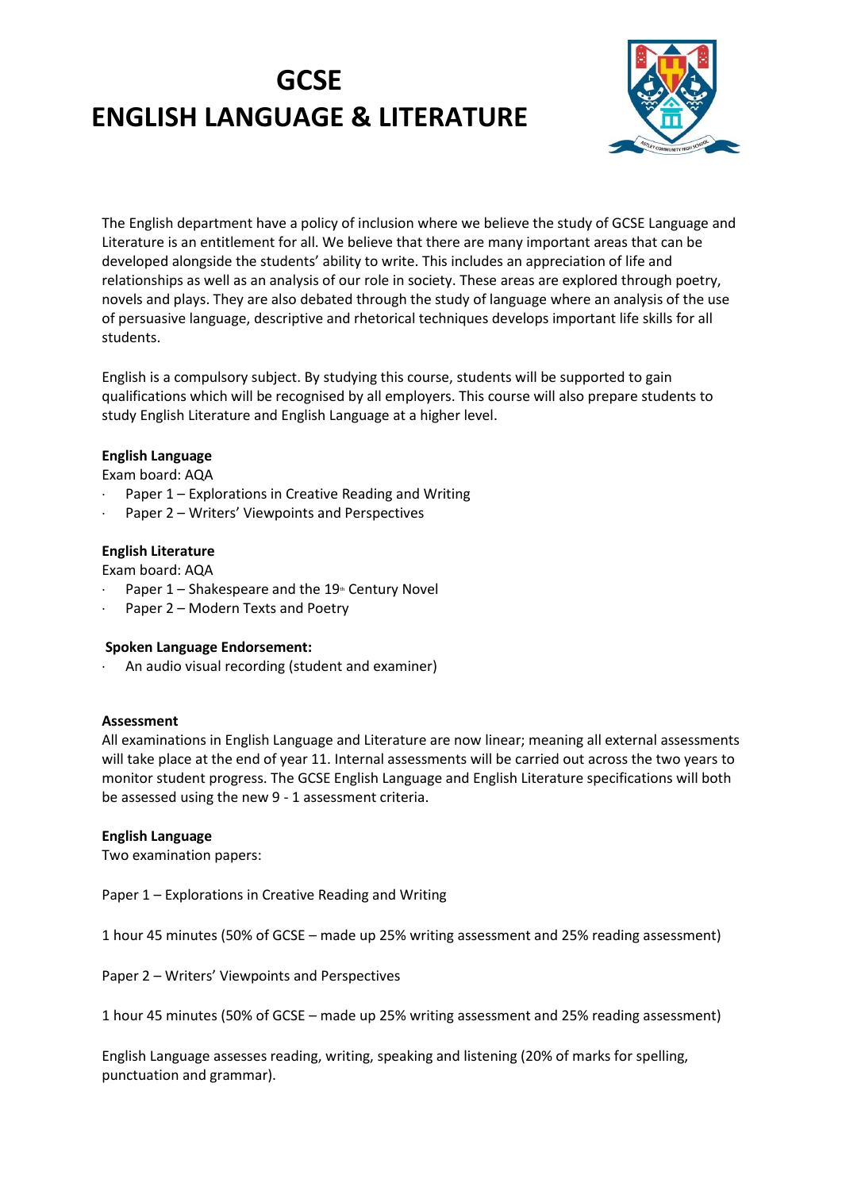# GCSE
# ENGLISH LANGUAGE & LITERATURE

The English department have a policy of inclusion where we believe the study of GCSE Language and Literature is an entitlement for all. We believe that there are many important areas that can be developed alongside the students' ability to write. This includes an appreciation of life and relationships as well as an analysis of our role in society. These areas are explored through poetry, novels and plays. They are also debated through the study of language where an analysis of the use of persuasive language, descriptive and rhetorical techniques develops important life skills for all students.

English is a compulsory subject. By studying this course, students will be supported to gain qualifications which will be recognised by all employers. This course will also prepare students to study English Literature and English Language at a higher level.

**English Language**

Exam board: AQA

- Paper 1 – Explorations in Creative Reading and Writing
- Paper 2 – Writers' Viewpoints and Perspectives

**English Literature**

Exam board: AQA

- Paper 1 – Shakespeare and the 19th Century Novel
- Paper 2 – Modern Texts and Poetry

**Spoken Language Endorsement:**

- An audio visual recording (student and examiner)

**Assessment**

All examinations in English Language and Literature are now linear; meaning all external assessments will take place at the end of year 11. Internal assessments will be carried out across the two years to monitor student progress. The GCSE English Language and English Literature specifications will both be assessed using the new 9 - 1 assessment criteria.

**English Language**

Two examination papers:

Paper 1 – Explorations in Creative Reading and Writing

1 hour 45 minutes (50% of GCSE – made up 25% writing assessment and 25% reading assessment)

Paper 2 – Writers' Viewpoints and Perspectives

1 hour 45 minutes (50% of GCSE – made up 25% writing assessment and 25% reading assessment)

English Language assesses reading, writing, speaking and listening (20% of marks for spelling, punctuation and grammar).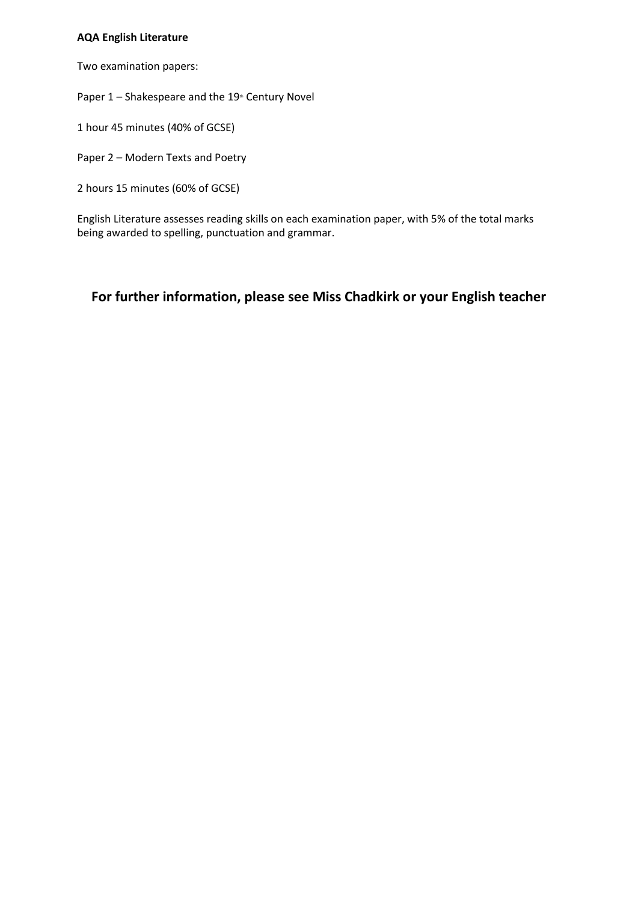**AQA English Literature**

Two examination papers:

Paper 1 – Shakespeare and the 19th Century Novel

1 hour 45 minutes (40% of GCSE)

Paper 2 – Modern Texts and Poetry

2 hours 15 minutes (60% of GCSE)

English Literature assesses reading skills on each examination paper, with 5% of the total marks being awarded to spelling, punctuation and grammar.

## For further information, please see Miss Chadkirk or your English teacher